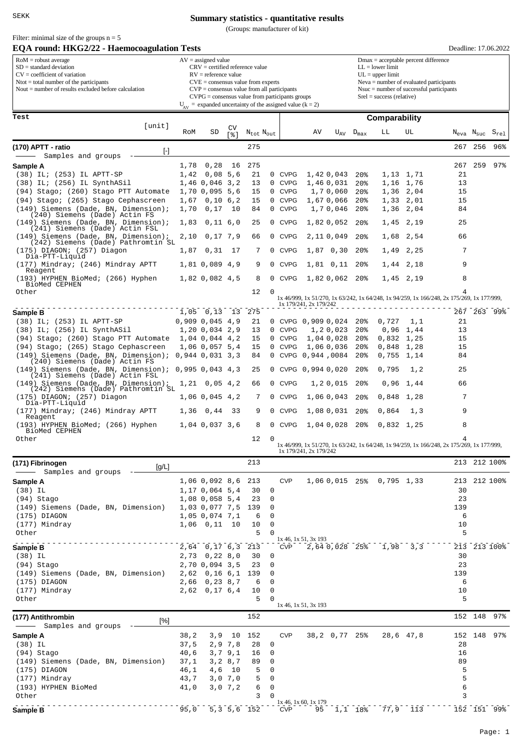SEKK

# Summary statistics - quantitative results

(Groups: manufacturer of kit)

Filter: minimal size of the groups n = 5

## EQA round: HKG2/22 - Haemocoagulation Tests

Deadline: 17.06.2022

| | | |
|---|---|---|
| RoM = robust average<br>SD = standard deviation<br>CV = coefficient of variation<br>Ntot = total number of the participants<br>Nout = number of results excluded before calculation | AV = assigned value<br>CRV = certified reference value<br>RV = reference value<br>CVE = consensus value from experts<br>CVP = consensus value from all participants<br>CVPG = consensus value from participants groups<br>$U_{AV}$ = expanded uncertainty of the assigned value (k = 2) | Dmax = acceptable percent difference<br>LL = lower limit<br>UL = upper limit<br>Neva = number of evaluated participants<br>Nsuc = number of successful participants<br>Srel = success (relative) |

| Test [unit] | RoM | SD | CV [%] | $N_{tot}$ | $N_{out}$ | | AV | $U_{AV}$ | $D_{max}$ | LL | UL | $N_{eva}$ | $N_{suc}$ | $S_{rel}$ |
|---|---|---|---|---|---|---|---|---|---|---|---|---|---|---|
| **(170) APTT - ratio** [-] | | | | 275 | | | | | | | | 267 | 256 | 96% |
| Samples and groups | | | | | | | | | | | | | | |
| **Sample A** | 1,78 | 0,28 | 16 | 275 | | | | | | | | 267 | 259 | 97% |
| (38) IL; (253) IL APTT-SP | 1,42 | 0,08 | 5,6 | 21 | 0 | CVPG | 1,42 | 0,043 | 20% | 1,13 | 1,71 | 21 | | |
| (38) IL; (256) IL SynthASil | 1,46 | 0,046 | 3,2 | 13 | 0 | CVPG | 1,46 | 0,031 | 20% | 1,16 | 1,76 | 13 | | |
| (94) Stago; (260) Stago PTT Automate | 1,70 | 0,095 | 5,6 | 15 | 0 | CVPG | 1,7 | 0,060 | 20% | 1,36 | 2,04 | 15 | | |
| (94) Stago; (265) Stago Cephascreen | 1,67 | 0,10 | 6,2 | 15 | 0 | CVPG | 1,67 | 0,066 | 20% | 1,33 | 2,01 | 15 | | |
| (149) Siemens (Dade, BN, Dimension); (240) Siemens (Dade) Actin FS | 1,70 | 0,17 | 10 | 84 | 0 | CVPG | 1,7 | 0,046 | 20% | 1,36 | 2,04 | 84 | | |
| (149) Siemens (Dade, BN, Dimension); (241) Siemens (Dade) Actin FSL | 1,83 | 0,11 | 6,0 | 25 | 0 | CVPG | 1,82 | 0,052 | 20% | 1,45 | 2,19 | 25 | | |
| (149) Siemens (Dade, BN, Dimension); (242) Siemens (Dade) Pathromtin SL | 2,10 | 0,17 | 7,9 | 66 | 0 | CVPG | 2,11 | 0,049 | 20% | 1,68 | 2,54 | 66 | | |
| (175) DIAGON; (257) Diagon Dia-PTT-Liquid | 1,87 | 0,31 | 17 | 7 | 0 | CVPG | 1,87 | 0,30 | 20% | 1,49 | 2,25 | 7 | | |
| (177) Mindray; (246) Mindray APTT Reagent | 1,81 | 0,089 | 4,9 | 9 | 0 | CVPG | 1,81 | 0,11 | 20% | 1,44 | 2,18 | 9 | | |
| (193) HYPHEN BioMed; (266) Hyphen BioMed CEPHEN | 1,82 | 0,082 | 4,5 | 8 | 0 | CVPG | 1,82 | 0,062 | 20% | 1,45 | 2,19 | 8 | | |
| Other | | | | 12 | 0 | 1x 46/999, 1x 51/270, 1x 63/242, 1x 64/248, 1x 94/259, 1x 166/248, 2x 175/269, 1x 177/999, 1x 179/241, 2x 179/242 | | | | | | 4 | | |
| **Sample B** | 1,05 | 0,13 | 13 | 275 | | | | | | | | 267 | 263 | 99% |
| (38) IL; (253) IL APTT-SP | 0,909 | 0,045 | 4,9 | 21 | 0 | CVPG | 0,909 | 0,024 | 20% | 0,727 | 1,1 | 21 | | |
| (38) IL; (256) IL SynthASil | 1,20 | 0,034 | 2,9 | 13 | 0 | CVPG | 1,2 | 0,023 | 20% | 0,96 | 1,44 | 13 | | |
| (94) Stago; (260) Stago PTT Automate | 1,04 | 0,044 | 4,2 | 15 | 0 | CVPG | 1,04 | 0,028 | 20% | 0,832 | 1,25 | 15 | | |
| (94) Stago; (265) Stago Cephascreen | 1,06 | 0,057 | 5,4 | 15 | 0 | CVPG | 1,06 | 0,036 | 20% | 0,848 | 1,28 | 15 | | |
| (149) Siemens (Dade, BN, Dimension); (240) Siemens (Dade) Actin FS | 0,944 | 0,031 | 3,3 | 84 | 0 | CVPG | 0,944 | ,0084 | 20% | 0,755 | 1,14 | 84 | | |
| (149) Siemens (Dade, BN, Dimension); (241) Siemens (Dade) Actin FSL | 0,995 | 0,043 | 4,3 | 25 | 0 | CVPG | 0,994 | 0,020 | 20% | 0,795 | 1,2 | 25 | | |
| (149) Siemens (Dade, BN, Dimension); (242) Siemens (Dade) Pathromtin SL | 1,21 | 0,05 | 4,2 | 66 | 0 | CVPG | 1,2 | 0,015 | 20% | 0,96 | 1,44 | 66 | | |
| (175) DIAGON; (257) Diagon Dia-PTT-Liquid | 1,06 | 0,045 | 4,2 | 7 | 0 | CVPG | 1,06 | 0,043 | 20% | 0,848 | 1,28 | 7 | | |
| (177) Mindray; (246) Mindray APTT Reagent | 1,36 | 0,44 | 33 | 9 | 0 | CVPG | 1,08 | 0,031 | 20% | 0,864 | 1,3 | 9 | | |
| (193) HYPHEN BioMed; (266) Hyphen BioMed CEPHEN | 1,04 | 0,037 | 3,6 | 8 | 0 | CVPG | 1,04 | 0,028 | 20% | 0,832 | 1,25 | 8 | | |
| Other | | | | 12 | 0 | 1x 46/999, 1x 51/270, 1x 63/242, 1x 64/248, 1x 94/259, 1x 166/248, 2x 175/269, 1x 177/999, 1x 179/241, 2x 179/242 | | | | | | 4 | | |
| **(171) Fibrinogen** [g/L] | | | | 213 | | | | | | | | 213 | 212 | 100% |
| Samples and groups | | | | | | | | | | | | | | |
| **Sample A** | 1,06 | 0,092 | 8,6 | 213 | | CVP | 1,06 | 0,015 | 25% | 0,795 | 1,33 | 213 | 212 | 100% |
| (38) IL | 1,17 | 0,064 | 5,4 | 30 | 0 | | | | | | | 30 | | |
| (94) Stago | 1,08 | 0,058 | 5,4 | 23 | 0 | | | | | | | 23 | | |
| (149) Siemens (Dade, BN, Dimension) | 1,03 | 0,077 | 7,5 | 139 | 0 | | | | | | | 139 | | |
| (175) DIAGON | 1,05 | 0,074 | 7,1 | 6 | 0 | | | | | | | 6 | | |
| (177) Mindray | 1,06 | 0,11 | 10 | 10 | 0 | | | | | | | 10 | | |
| Other | | | | 5 | 0 | 1x 46, 1x 51, 3x 193 | | | | | | 5 | | |
| **Sample B** | 2,64 | 0,17 | 6,3 | 213 | | CVP | 2,64 | 0,028 | 25% | 1,98 | 3,3 | 213 | 213 | 100% |
| (38) IL | 2,73 | 0,22 | 8,0 | 30 | 0 | | | | | | | 30 | | |
| (94) Stago | 2,70 | 0,094 | 3,5 | 23 | 0 | | | | | | | 23 | | |
| (149) Siemens (Dade, BN, Dimension) | 2,62 | 0,16 | 6,1 | 139 | 0 | | | | | | | 139 | | |
| (175) DIAGON | 2,66 | 0,23 | 8,7 | 6 | 0 | | | | | | | 6 | | |
| (177) Mindray | 2,62 | 0,17 | 6,4 | 10 | 0 | | | | | | | 10 | | |
| Other | | | | 5 | 0 | 1x 46, 1x 51, 3x 193 | | | | | | 5 | | |
| **(177) Antithrombin** [%] | | | | 152 | | | | | | | | 152 | 148 | 97% |
| Samples and groups | | | | | | | | | | | | | | |
| **Sample A** | 38,2 | 3,9 | 10 | 152 | | CVP | 38,2 | 0,77 | 25% | 28,6 | 47,8 | 152 | 148 | 97% |
| (38) IL | 37,5 | 2,9 | 7,8 | 28 | 0 | | | | | | | 28 | | |
| (94) Stago | 40,6 | 3,7 | 9,1 | 16 | 0 | | | | | | | 16 | | |
| (149) Siemens (Dade, BN, Dimension) | 37,1 | 3,2 | 8,7 | 89 | 0 | | | | | | | 89 | | |
| (175) DIAGON | 46,1 | 4,6 | 10 | 5 | 0 | | | | | | | 5 | | |
| (177) Mindray | 43,7 | 3,0 | 7,0 | 5 | 0 | | | | | | | 5 | | |
| (193) HYPHEN BioMed | 41,0 | 3,0 | 7,2 | 6 | 0 | | | | | | | 6 | | |
| Other | | | | 3 | 0 | 1x 46, 1x 60, 1x 179 | | | | | | 3 | | |
| **Sample B** | 95,0 | 5,3 | 5,6 | 152 | | CVP | 95 | 1,1 | 18% | 77,9 | 113 | 152 | 151 | 99% |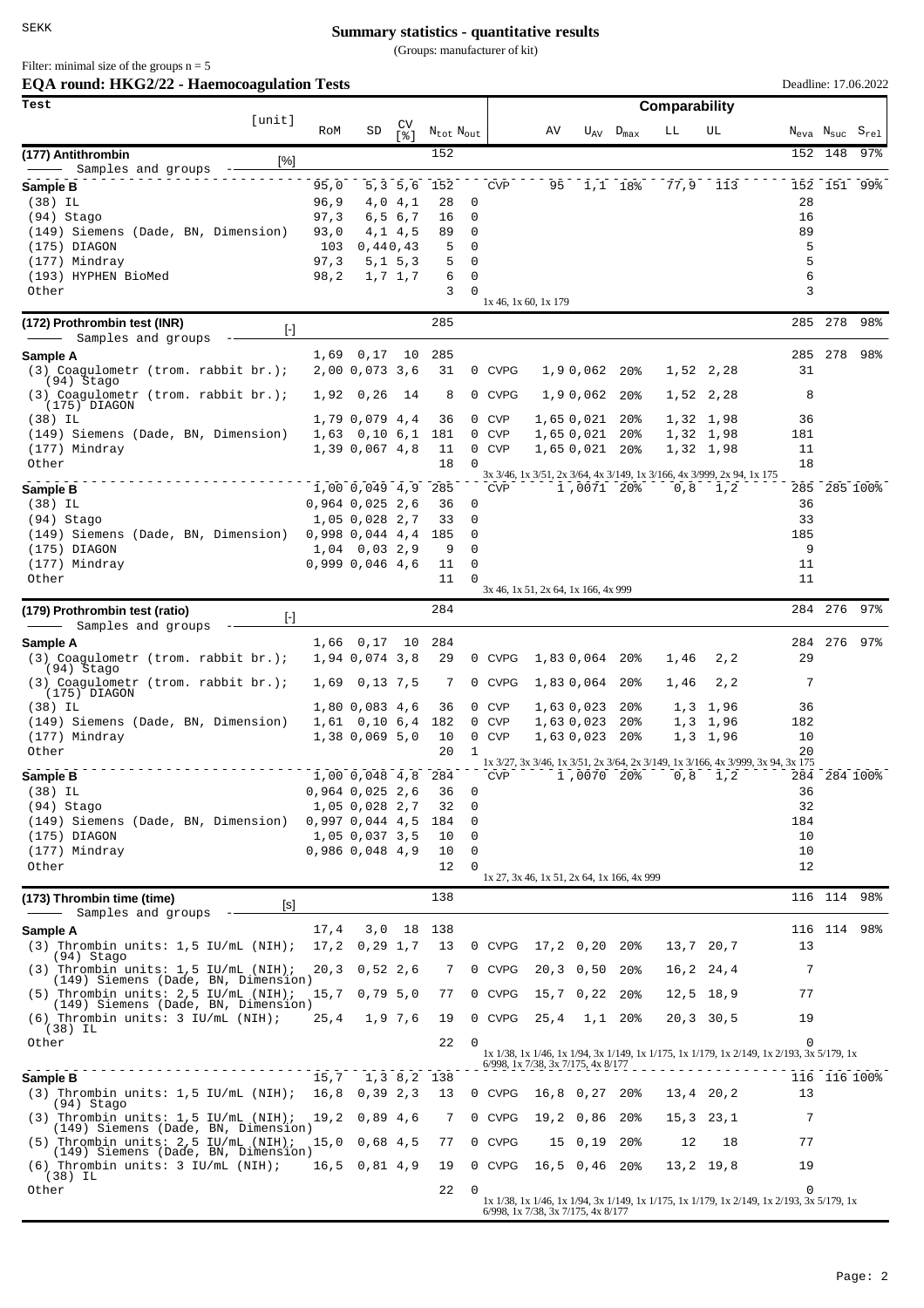# Summary statistics - quantitative results

(Groups: manufacturer of kit)

Filter: minimal size of the groups n = 5

## EQA round: HKG2/22 - Haemocoagulation Tests

Deadline: 17.06.2022

| Test [unit] | RoM | SD | CV [%] | $N_{tot}$ | $N_{out}$ | | AV | $U_{AV}$ | $D_{max}$ | LL | UL | $N_{eva}$ | $N_{suc}$ | $S_{rel}$ |
|---|---|---|---|---|---|---|---|---|---|---|---|---|---|---|
| **(177) Antithrombin** [%] — Samples and groups | | | | 152 | | | | | | | | 152 | 148 | 97% |
| **Sample B** | 95,0 | 5,3 | 5,6 | 152 | | CVP | 95 | 1,1 | 18% | 77,9 | 113 | 152 | 151 | 99% |
| (38) IL | 96,9 | 4,0 | 4,1 | 28 | 0 | | | | | | | 28 | | |
| (94) Stago | 97,3 | 6,5 | 6,7 | 16 | 0 | | | | | | | 16 | | |
| (149) Siemens (Dade, BN, Dimension) | 93,0 | 4,1 | 4,5 | 89 | 0 | | | | | | | 89 | | |
| (175) DIAGON | 103 | 0,44 | 0,43 | 5 | 0 | | | | | | | 5 | | |
| (177) Mindray | 97,3 | 5,1 | 5,3 | 5 | 0 | | | | | | | 5 | | |
| (193) HYPHEN BioMed | 98,2 | 1,7 | 1,7 | 6 | 0 | | | | | | | 6 | | |
| Other | | | | 3 | 0 | 1x 46, 1x 60, 1x 179 | | | | | | 3 | | |
| **(172) Prothrombin test (INR)** [-] — Samples and groups | | | | 285 | | | | | | | | 285 | 278 | 98% |
| **Sample A** | 1,69 | 0,17 | 10 | 285 | | | | | | | | 285 | 278 | 98% |
| (3) Coagulometr (trom. rabbit br.); (94) Stago | 2,00 | 0,073 | 3,6 | 31 | 0 | CVPG | 1,9 | 0,062 | 20% | 1,52 | 2,28 | 31 | | |
| (3) Coagulometr (trom. rabbit br.); (175) DIAGON | 1,92 | 0,26 | 14 | 8 | 0 | CVPG | 1,9 | 0,062 | 20% | 1,52 | 2,28 | 8 | | |
| (38) IL | 1,79 | 0,079 | 4,4 | 36 | 0 | CVP | 1,65 | 0,021 | 20% | 1,32 | 1,98 | 36 | | |
| (149) Siemens (Dade, BN, Dimension) | 1,63 | 0,10 | 6,1 | 181 | 0 | CVP | 1,65 | 0,021 | 20% | 1,32 | 1,98 | 181 | | |
| (177) Mindray | 1,39 | 0,067 | 4,8 | 11 | 0 | CVP | 1,65 | 0,021 | 20% | 1,32 | 1,98 | 11 | | |
| Other | | | | 18 | 0 | 3x 3/46, 1x 3/51, 2x 3/64, 4x 3/149, 1x 3/166, 4x 3/999, 2x 94, 1x 175 | | | | | | 18 | | |
| **Sample B** | 1,00 | 0,049 | 4,9 | 285 | | CVP | 1,0 | 0071 | 20% | 0,8 | 1,2 | 285 | 285 | 100% |
| (38) IL | 0,964 | 0,025 | 2,6 | 36 | 0 | | | | | | | 36 | | |
| (94) Stago | 1,05 | 0,028 | 2,7 | 33 | 0 | | | | | | | 33 | | |
| (149) Siemens (Dade, BN, Dimension) | 0,998 | 0,044 | 4,4 | 185 | 0 | | | | | | | 185 | | |
| (175) DIAGON | 1,04 | 0,03 | 2,9 | 9 | 0 | | | | | | | 9 | | |
| (177) Mindray | 0,999 | 0,046 | 4,6 | 11 | 0 | | | | | | | 11 | | |
| Other | | | | 11 | 0 | 3x 46, 1x 51, 2x 64, 1x 166, 4x 999 | | | | | | 11 | | |
| **(179) Prothrombin test (ratio)** [-] — Samples and groups | | | | 284 | | | | | | | | 284 | 276 | 97% |
| **Sample A** | 1,66 | 0,17 | 10 | 284 | | | | | | | | 284 | 276 | 97% |
| (3) Coagulometr (trom. rabbit br.); (94) Stago | 1,94 | 0,074 | 3,8 | 29 | 0 | CVPG | 1,83 | 0,064 | 20% | 1,46 | 2,2 | 29 | | |
| (3) Coagulometr (trom. rabbit br.); (175) DIAGON | 1,69 | 0,13 | 7,5 | 7 | 0 | CVPG | 1,83 | 0,064 | 20% | 1,46 | 2,2 | 7 | | |
| (38) IL | 1,80 | 0,083 | 4,6 | 36 | 0 | CVP | 1,63 | 0,023 | 20% | 1,3 | 1,96 | 36 | | |
| (149) Siemens (Dade, BN, Dimension) | 1,61 | 0,10 | 6,4 | 182 | 0 | CVP | 1,63 | 0,023 | 20% | 1,3 | 1,96 | 182 | | |
| (177) Mindray | 1,38 | 0,069 | 5,0 | 10 | 0 | CVP | 1,63 | 0,023 | 20% | 1,3 | 1,96 | 10 | | |
| Other | | | | 20 | 1 | 1x 3/27, 3x 3/46, 1x 3/51, 2x 3/64, 2x 3/149, 1x 3/166, 4x 3/999, 3x 94, 3x 175 | | | | | | 20 | | |
| **Sample B** | 1,00 | 0,048 | 4,8 | 284 | | CVP | 1,0 | 0070 | 20% | 0,8 | 1,2 | 284 | 284 | 100% |
| (38) IL | 0,964 | 0,025 | 2,6 | 36 | 0 | | | | | | | 36 | | |
| (94) Stago | 1,05 | 0,028 | 2,7 | 32 | 0 | | | | | | | 32 | | |
| (149) Siemens (Dade, BN, Dimension) | 0,997 | 0,044 | 4,5 | 184 | 0 | | | | | | | 184 | | |
| (175) DIAGON | 1,05 | 0,037 | 3,5 | 10 | 0 | | | | | | | 10 | | |
| (177) Mindray | 0,986 | 0,048 | 4,9 | 10 | 0 | | | | | | | 10 | | |
| Other | | | | 12 | 0 | 1x 27, 3x 46, 1x 51, 2x 64, 1x 166, 4x 999 | | | | | | 12 | | |
| **(173) Thrombin time (time)** [s] — Samples and groups | | | | 138 | | | | | | | | 116 | 114 | 98% |
| **Sample A** | 17,4 | 3,0 | 18 | 138 | | | | | | | | 116 | 114 | 98% |
| (3) Thrombin units: 1,5 IU/mL (NIH); (94) Stago | 17,2 | 0,29 | 1,7 | 13 | 0 | CVPG | 17,2 | 0,20 | 20% | 13,7 | 20,7 | 13 | | |
| (3) Thrombin units: 1,5 IU/mL (NIH); (149) Siemens (Dade, BN, Dimension) | 20,3 | 0,52 | 2,6 | 7 | 0 | CVPG | 20,3 | 0,50 | 20% | 16,2 | 24,4 | 7 | | |
| (5) Thrombin units: 2,5 IU/mL (NIH); (149) Siemens (Dade, BN, Dimension) | 15,7 | 0,79 | 5,0 | 77 | 0 | CVPG | 15,7 | 0,22 | 20% | 12,5 | 18,9 | 77 | | |
| (6) Thrombin units: 3 IU/mL (NIH); (38) IL | 25,4 | 1,9 | 7,6 | 19 | 0 | CVPG | 25,4 | 1,1 | 20% | 20,3 | 30,5 | 19 | | |
| Other | | | | 22 | 0 | 1x 1/38, 1x 1/46, 1x 1/94, 3x 1/149, 1x 1/175, 1x 1/179, 1x 2/149, 1x 2/193, 3x 5/179, 1x 6/998, 1x 7/38, 3x 7/175, 4x 8/177 | | | | | | 0 | | |
| **Sample B** | 15,7 | 1,3 | 8,2 | 138 | | | | | | | | 116 | 116 | 100% |
| (3) Thrombin units: 1,5 IU/mL (NIH); (94) Stago | 16,8 | 0,39 | 2,3 | 13 | 0 | CVPG | 16,8 | 0,27 | 20% | 13,4 | 20,2 | 13 | | |
| (3) Thrombin units: 1,5 IU/mL (NIH); (149) Siemens (Dade, BN, Dimension) | 19,2 | 0,89 | 4,6 | 7 | 0 | CVPG | 19,2 | 0,86 | 20% | 15,3 | 23,1 | 7 | | |
| (5) Thrombin units: 2,5 IU/mL (NIH); (149) Siemens (Dade, BN, Dimension) | 15,0 | 0,68 | 4,5 | 77 | 0 | CVPG | 15 | 0,19 | 20% | 12 | 18 | 77 | | |
| (6) Thrombin units: 3 IU/mL (NIH); (38) IL | 16,5 | 0,81 | 4,9 | 19 | 0 | CVPG | 16,5 | 0,46 | 20% | 13,2 | 19,8 | 19 | | |
| Other | | | | 22 | 0 | 1x 1/38, 1x 1/46, 1x 1/94, 3x 1/149, 1x 1/175, 1x 1/179, 1x 2/149, 1x 2/193, 3x 5/179, 1x 6/998, 1x 7/38, 3x 7/175, 4x 8/177 | | | | | | 0 | | |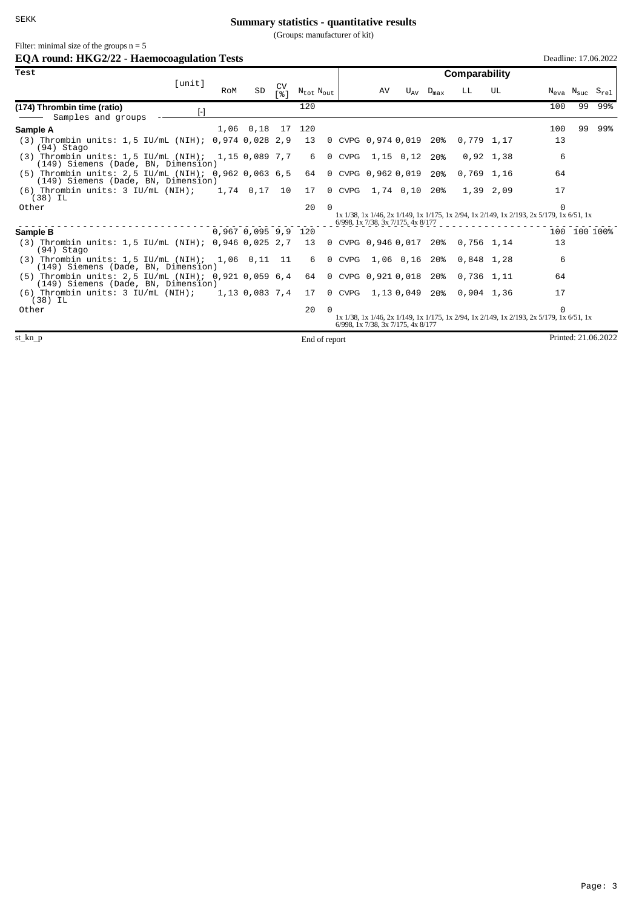SEKK

# Summary statistics - quantitative results

(Groups: manufacturer of kit)

Filter: minimal size of the groups n = 5

## EQA round: HKG2/22 - Haemocoagulation Tests

Deadline: 17.06.2022

| Test | [unit] | RoM | SD | CV [%] | $N_{tot}$ | $N_{out}$ | | AV | $U_{AV}$ | $D_{max}$ | LL | UL | $N_{eva}$ | $N_{suc}$ | $S_{rel}$ |
|---|---|---|---|---|---|---|---|---|---|---|---|---|---|---|---|
| | | | | | | | Comparability | | | | | | | | |
| **(174) Thrombin time (ratio)** — Samples and groups | [-] | | | | 120 | | | | | | | | 100 | 99 | 99% |
| **Sample A** | | 1,06 | 0,18 | 17 | 120 | | | | | | | | 100 | 99 | 99% |
| (3) Thrombin units: 1,5 IU/mL (NIH); (94) Stago | | 0,974 | 0,028 | 2,9 | 13 | 0 | CVPG | 0,974 | 0,019 | 20% | 0,779 | 1,17 | 13 | | |
| (3) Thrombin units: 1,5 IU/mL (NIH); (149) Siemens (Dade, BN, Dimension) | | 1,15 | 0,089 | 7,7 | 6 | 0 | CVPG | 1,15 | 0,12 | 20% | 0,92 | 1,38 | 6 | | |
| (5) Thrombin units: 2,5 IU/mL (NIH); (149) Siemens (Dade, BN, Dimension) | | 0,962 | 0,063 | 6,5 | 64 | 0 | CVPG | 0,962 | 0,019 | 20% | 0,769 | 1,16 | 64 | | |
| (6) Thrombin units: 3 IU/mL (NIH); (38) IL | | 1,74 | 0,17 | 10 | 17 | 0 | CVPG | 1,74 | 0,10 | 20% | 1,39 | 2,09 | 17 | | |
| Other | | | | | 20 | 0 | 1x 1/38, 1x 1/46, 2x 1/149, 1x 1/175, 1x 2/94, 1x 2/149, 1x 2/193, 2x 5/179, 1x 6/51, 1x 6/998, 1x 7/38, 3x 7/175, 4x 8/177 | | | | | | 0 | | |
| **Sample B** | | 0,967 | 0,095 | 9,9 | 120 | | | | | | | | 100 | 100 | 100% |
| (3) Thrombin units: 1,5 IU/mL (NIH); (94) Stago | | 0,946 | 0,025 | 2,7 | 13 | 0 | CVPG | 0,946 | 0,017 | 20% | 0,756 | 1,14 | 13 | | |
| (3) Thrombin units: 1,5 IU/mL (NIH); (149) Siemens (Dade, BN, Dimension) | | 1,06 | 0,11 | 11 | 6 | 0 | CVPG | 1,06 | 0,16 | 20% | 0,848 | 1,28 | 6 | | |
| (5) Thrombin units: 2,5 IU/mL (NIH); (149) Siemens (Dade, BN, Dimension) | | 0,921 | 0,059 | 6,4 | 64 | 0 | CVPG | 0,921 | 0,018 | 20% | 0,736 | 1,11 | 64 | | |
| (6) Thrombin units: 3 IU/mL (NIH); (38) IL | | 1,13 | 0,083 | 7,4 | 17 | 0 | CVPG | 1,13 | 0,049 | 20% | 0,904 | 1,36 | 17 | | |
| Other | | | | | 20 | 0 | 1x 1/38, 1x 1/46, 2x 1/149, 1x 1/175, 1x 2/94, 1x 2/149, 1x 2/193, 2x 5/179, 1x 6/51, 1x 6/998, 1x 7/38, 3x 7/175, 4x 8/177 | | | | | | 0 | | |

st_kn_p

End of report

Printed: 21.06.2022